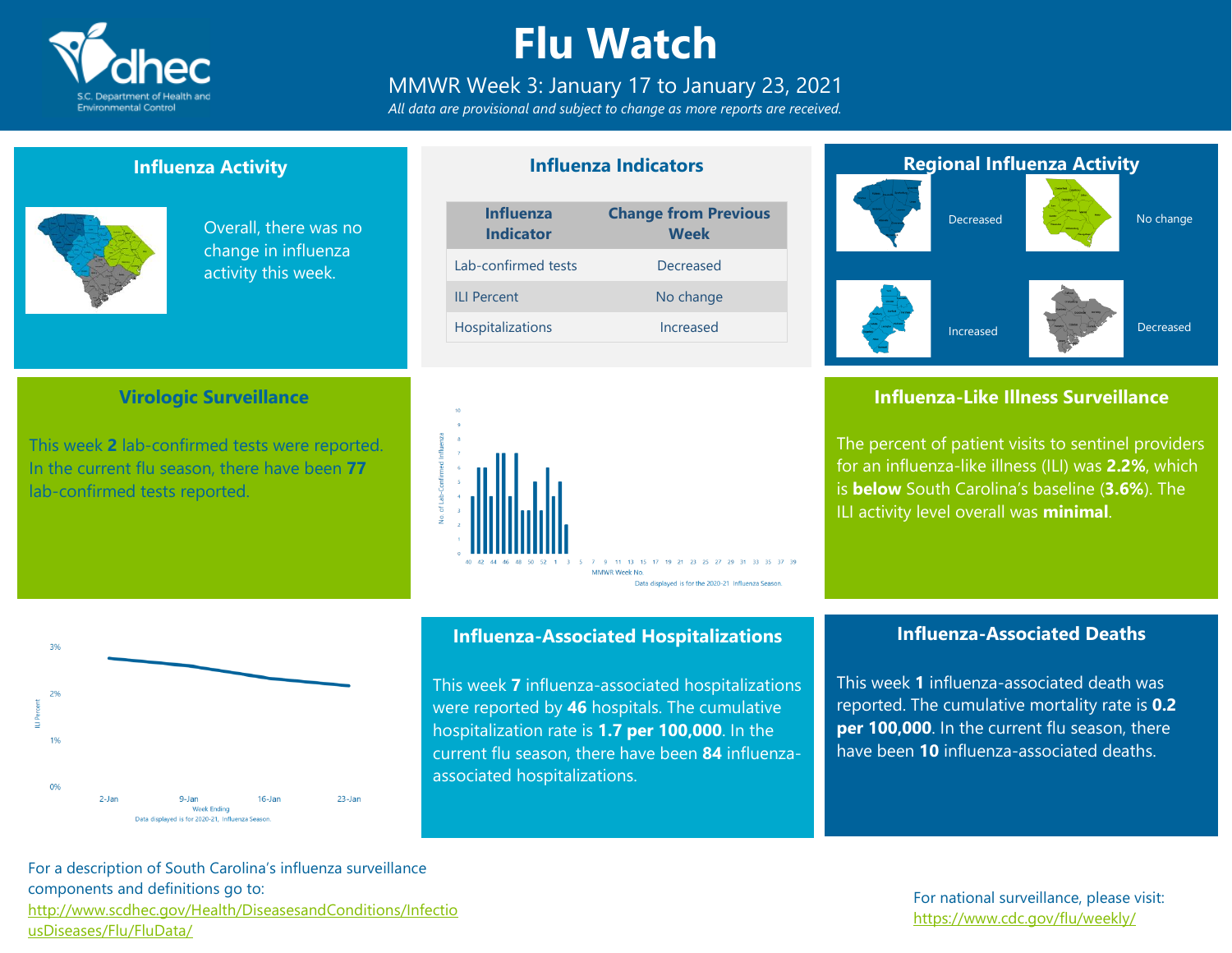# Flu Watch

MMWR Week 3: January 17 to January 23, 2021

*All data are provisional and subject to change as more reports are received.*

## Influenza Activity

Overall, there was no change in influenza activity this week.

## Influenza Indicators

| Influenza Indicator | Change from Previous Week |
|---|---|
| Lab-confirmed tests | Decreased |
| ILI Percent | No change |
| Hospitalizations | Increased |

## Regional Influenza Activity

Decreased

No change

Increased

Decreased

## Virologic Surveillance

This week **2** lab-confirmed tests were reported. In the current flu season, there have been **77** lab-confirmed tests reported.

Data displayed is for the 2020-21 Influenza Season.

## Influenza-Like Illness Surveillance

The percent of patient visits to sentinel providers for an influenza-like illness (ILI) was **2.2%**, which is **below** South Carolina's baseline (**3.6%**). The ILI activity level overall was **minimal**.

Data displayed is for 2020-21, Influenza Season.

## Influenza-Associated Hospitalizations

This week **7** influenza-associated hospitalizations were reported by **46** hospitals. The cumulative hospitalization rate is **1.7 per 100,000**. In the current flu season, there have been **84** influenza-associated hospitalizations.

## Influenza-Associated Deaths

This week **1** influenza-associated death was reported. The cumulative mortality rate is **0.2 per 100,000**. In the current flu season, there have been **10** influenza-associated deaths.

For a description of South Carolina's influenza surveillance components and definitions go to: http://www.scdhec.gov/Health/DiseasesandConditions/InfectiousDiseases/Flu/FluData/

For national surveillance, please visit: https://www.cdc.gov/flu/weekly/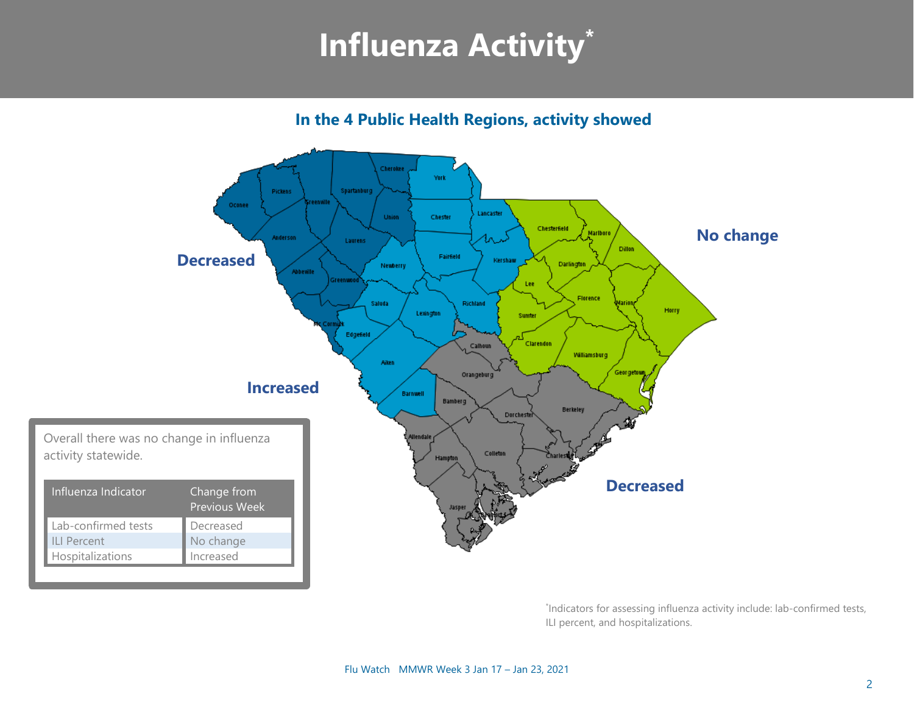# Influenza Activity*

**In the 4 Public Health Regions, activity showed**

**Decreased**

**Increased**

**No change**

**Decreased**

Overall there was no change in influenza activity statewide.

| Influenza Indicator | Change from Previous Week |
|---|---|
| Lab-confirmed tests | Decreased |
| ILI Percent | No change |
| Hospitalizations | Increased |

*Indicators for assessing influenza activity include: lab-confirmed tests, ILI percent, and hospitalizations.

Flu Watch MMWR Week 3 Jan 17 – Jan 23, 2021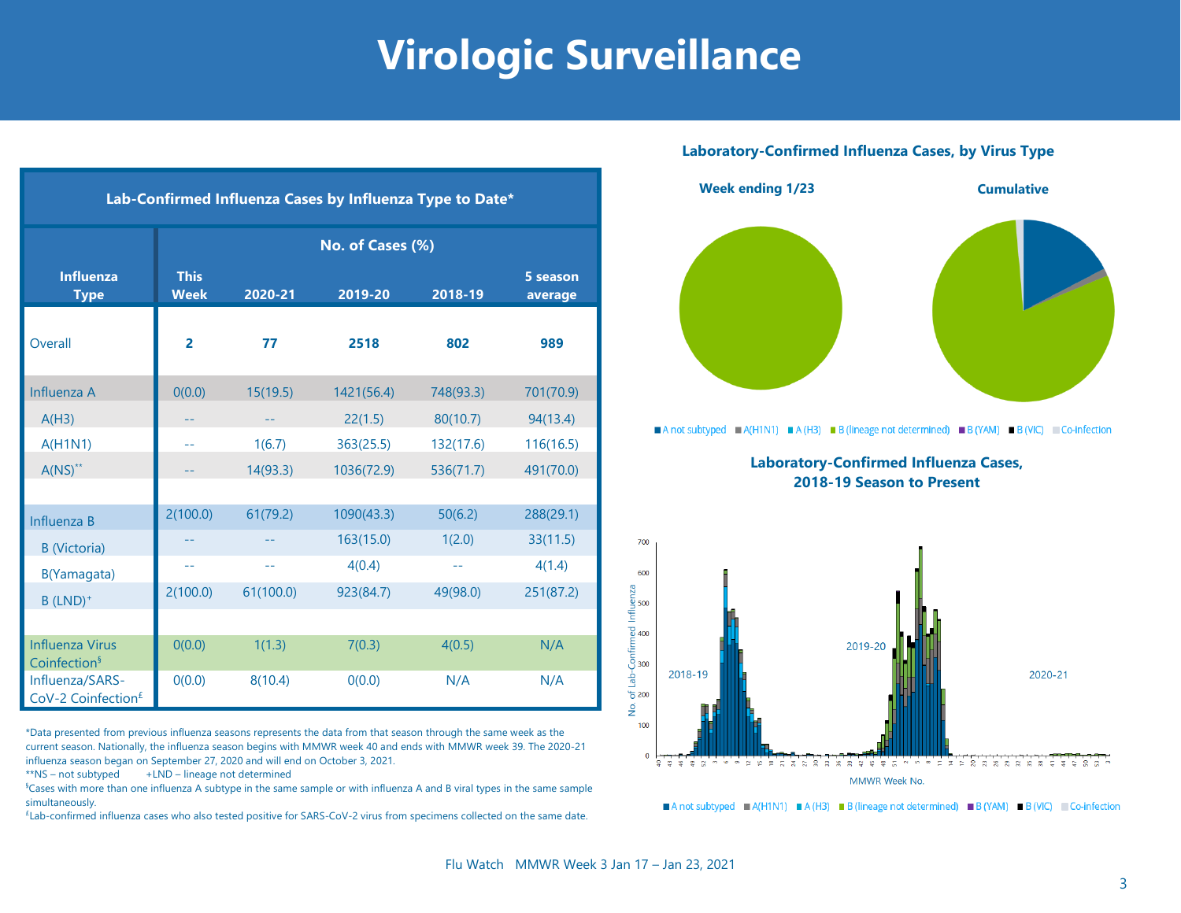# Virologic Surveillance

| Influenza Type | No. of Cases (%) | | | | |
|---|---|---|---|---|---|
| | This Week | 2020-21 | 2019-20 | 2018-19 | 5 season average |
| Overall | **2** | **77** | **2518** | **802** | **989** |
| Influenza A | 0(0.0) | 15(19.5) | 1421(56.4) | 748(93.3) | 701(70.9) |
| A(H3) | -- | -- | 22(1.5) | 80(10.7) | 94(13.4) |
| A(H1N1) | -- | 1(6.7) | 363(25.5) | 132(17.6) | 116(16.5) |
| A(NS)** | -- | 14(93.3) | 1036(72.9) | 536(71.7) | 491(70.0) |
| Influenza B | 2(100.0) | 61(79.2) | 1090(43.3) | 50(6.2) | 288(29.1) |
| B (Victoria) | -- | -- | 163(15.0) | 1(2.0) | 33(11.5) |
| B(Yamagata) | -- | -- | 4(0.4) | -- | 4(1.4) |
| B (LND)+ | 2(100.0) | 61(100.0) | 923(84.7) | 49(98.0) | 251(87.2) |
| Influenza Virus Coinfection§ | 0(0.0) | 1(1.3) | 7(0.3) | 4(0.5) | N/A |
| Influenza/SARS-CoV-2 Coinfection£ | 0(0.0) | 8(10.4) | 0(0.0) | N/A | N/A |

Lab-Confirmed Influenza Cases by Influenza Type to Date*

*Data presented from previous influenza seasons represents the data from that season through the same week as the current season. Nationally, the influenza season begins with MMWR week 40 and ends with MMWR week 39. The 2020-21 influenza season began on September 27, 2020 and will end on October 3, 2021.

**NS – not subtyped +LND – lineage not determined

§Cases with more than one influenza A subtype in the same sample or with influenza A and B viral types in the same sample simultaneously.

£Lab-confirmed influenza cases who also tested positive for SARS-CoV-2 virus from specimens collected on the same date.

## Laboratory-Confirmed Influenza Cases, by Virus Type

Week ending 1/23 | Cumulative

A not subtyped | A(H1N1) | A (H3) | B (lineage not determined) | B (YAM) | B (VIC) | Co-infection

## Laboratory-Confirmed Influenza Cases, 2018-19 Season to Present

A not subtyped | A(H1N1) | A (H3) | B (lineage not determined) | B (YAM) | B (VIC) | Co-infection

Flu Watch MMWR Week 3 Jan 17 – Jan 23, 2021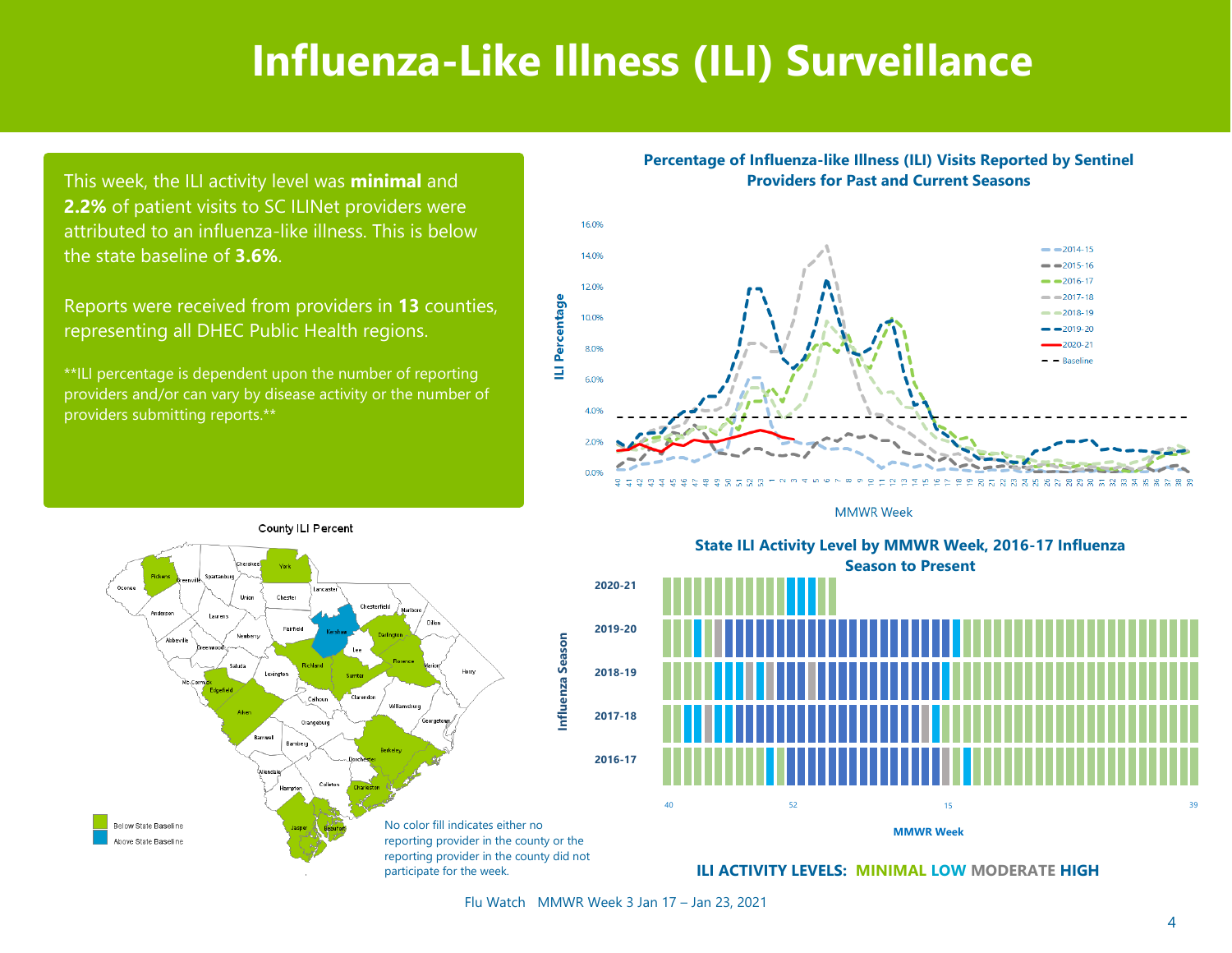# Influenza-Like Illness (ILI) Surveillance

This week, the ILI activity level was **minimal** and **2.2%** of patient visits to SC ILINet providers were attributed to an influenza-like illness. This is below the state baseline of **3.6%**.

Reports were received from providers in **13** counties, representing all DHEC Public Health regions.

**ILI percentage is dependent upon the number of reporting providers and/or can vary by disease activity or the number of providers submitting reports.**

**Percentage of Influenza-like Illness (ILI) Visits Reported by Sentinel Providers for Past and Current Seasons**

County ILI Percent

Below State Baseline
Above State Baseline

No color fill indicates either no reporting provider in the county or the reporting provider in the county did not participate for the week.

**State ILI Activity Level by MMWR Week, 2016-17 Influenza Season to Present**

**ILI ACTIVITY LEVELS: MINIMAL LOW MODERATE HIGH**

Flu Watch MMWR Week 3 Jan 17 – Jan 23, 2021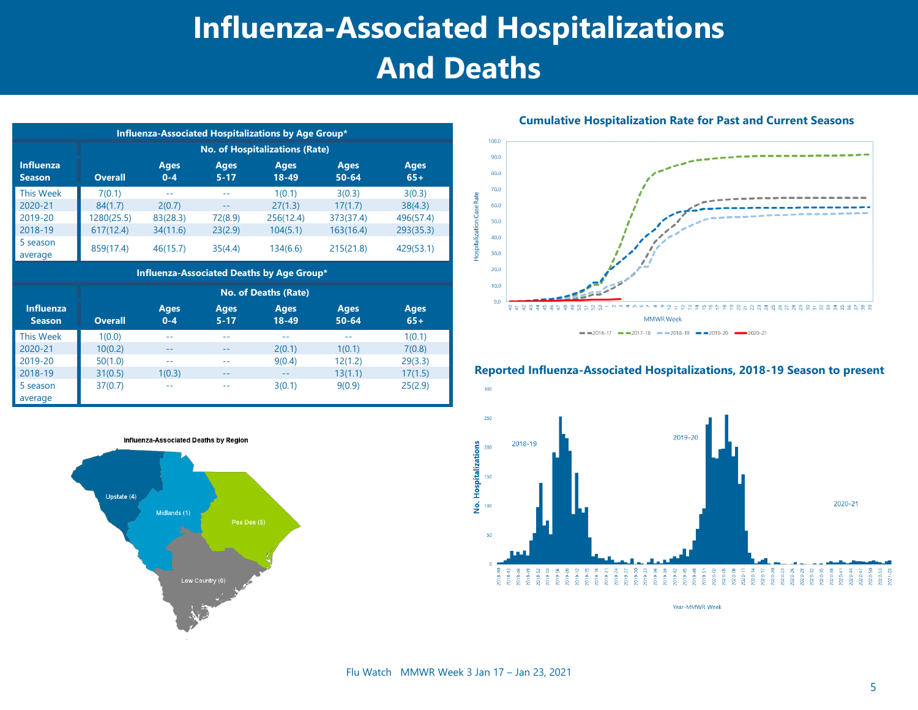# Influenza-Associated Hospitalizations And Deaths

**Influenza-Associated Hospitalizations by Age Group***

| Influenza Season | No. of Hospitalizations (Rate) | | | | | |
|---|---|---|---|---|---|---|
| | Overall | Ages 0-4 | Ages 5-17 | Ages 18-49 | Ages 50-64 | Ages 65+ |
| This Week | 7(0.1) | -- | -- | 1(0.1) | 3(0.3) | 3(0.3) |
| 2020-21 | 84(1.7) | 2(0.7) | -- | 27(1.3) | 17(1.7) | 38(4.3) |
| 2019-20 | 1280(25.5) | 83(28.3) | 72(8.9) | 256(12.4) | 373(37.4) | 496(57.4) |
| 2018-19 | 617(12.4) | 34(11.6) | 23(2.9) | 104(5.1) | 163(16.4) | 293(35.3) |
| 5 season average | 859(17.4) | 46(15.7) | 35(4.4) | 134(6.6) | 215(21.8) | 429(53.1) |

**Influenza-Associated Deaths by Age Group***

| Influenza Season | No. of Deaths (Rate) | | | | | |
|---|---|---|---|---|---|---|
| | Overall | Ages 0-4 | Ages 5-17 | Ages 18-49 | Ages 50-64 | Ages 65+ |
| This Week | 1(0.0) | -- | -- | -- | -- | 1(0.1) |
| 2020-21 | 10(0.2) | -- | -- | 2(0.1) | 1(0.1) | 7(0.8) |
| 2019-20 | 50(1.0) | -- | -- | 9(0.4) | 12(1.2) | 29(3.3) |
| 2018-19 | 31(0.5) | 1(0.3) | -- | -- | 13(1.1) | 17(1.5) |
| 5 season average | 37(0.7) | -- | -- | 3(0.1) | 9(0.9) | 25(2.9) |

**Influenza-Associated Deaths by Region**

Upstate (4)
Midlands (1)
Pee Dee (5)
Low Country (0)

**Cumulative Hospitalization Rate for Past and Current Seasons**

Hospitalization Case Rate
100.0
90.0
80.0
70.0
60.0
50.0
40.0
30.0
20.0
10.0
0.0
MMWR Week
2016-17 2017-18 2018-19 2019-20 2020-21

**Reported Influenza-Associated Hospitalizations, 2018-19 Season to present**

No. Hospitalizations
300
250
200
150
100
50
0
2018-19
2019-20
2020-21
Year-MMWR Week

Flu Watch MMWR Week 3 Jan 17 – Jan 23, 2021